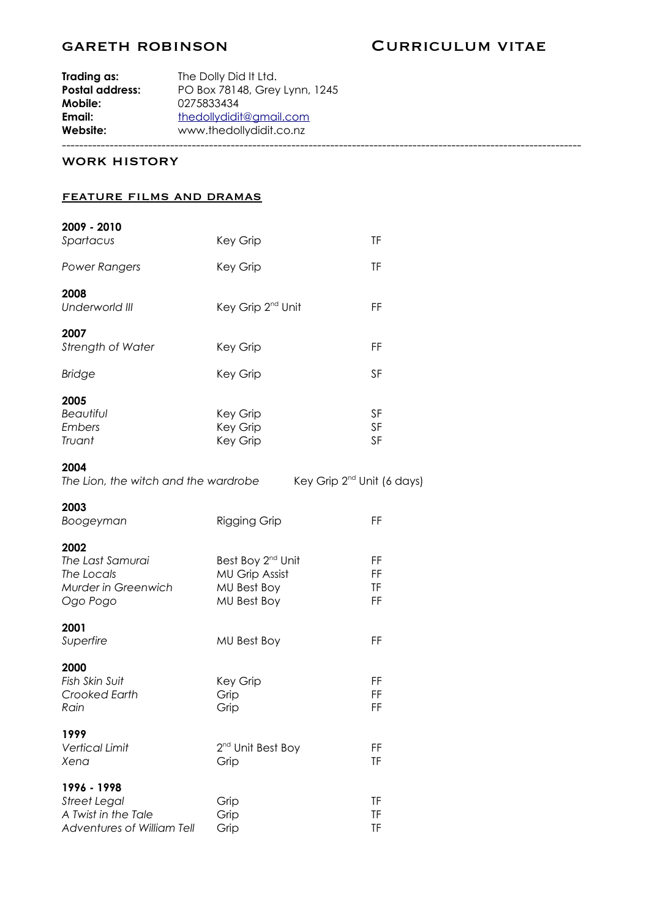# GARETH ROBINSON — CURRICULUM VITAE

**Trading as:** The Dolly Did It Ltd.
**Postal address:** PO Box 78148, Grey Lynn, 1245
**Mobile:** 0275833434
**Email:** thedollydidit@gmail.com
**Website:** www.thedollydidit.co.nz

---

## WORK HISTORY

### FEATURE FILMS AND DRAMAS

**2009 - 2010**

| | | |
|---|---|---|
| *Spartacus* | Key Grip | TF |
| *Power Rangers* | Key Grip | TF |

**2008**

| | | |
|---|---|---|
| *Underworld III* | Key Grip 2nd Unit | FF |

**2007**

| | | |
|---|---|---|
| *Strength of Water* | Key Grip | FF |
| *Bridge* | Key Grip | SF |

**2005**

| | | |
|---|---|---|
| *Beautiful* | Key Grip | SF |
| *Embers* | Key Grip | SF |
| *Truant* | Key Grip | SF |

**2004**

| | | |
|---|---|---|
| *The Lion, the witch and the wardrobe* | Key Grip 2nd Unit (6 days) | |

**2003**

| | | |
|---|---|---|
| *Boogeyman* | Rigging Grip | FF |

**2002**

| | | |
|---|---|---|
| *The Last Samurai* | Best Boy 2nd Unit | FF |
| *The Locals* | MU Grip Assist | FF |
| *Murder in Greenwich* | MU Best Boy | TF |
| *Ogo Pogo* | MU Best Boy | FF |

**2001**

| | | |
|---|---|---|
| *Superfire* | MU Best Boy | FF |

**2000**

| | | |
|---|---|---|
| *Fish Skin Suit* | Key Grip | FF |
| *Crooked Earth* | Grip | FF |
| *Rain* | Grip | FF |

**1999**

| | | |
|---|---|---|
| *Vertical Limit* | 2nd Unit Best Boy | FF |
| *Xena* | Grip | TF |

**1996 - 1998**

| | | |
|---|---|---|
| *Street Legal* | Grip | TF |
| *A Twist in the Tale* | Grip | TF |
| *Adventures of William Tell* | Grip | TF |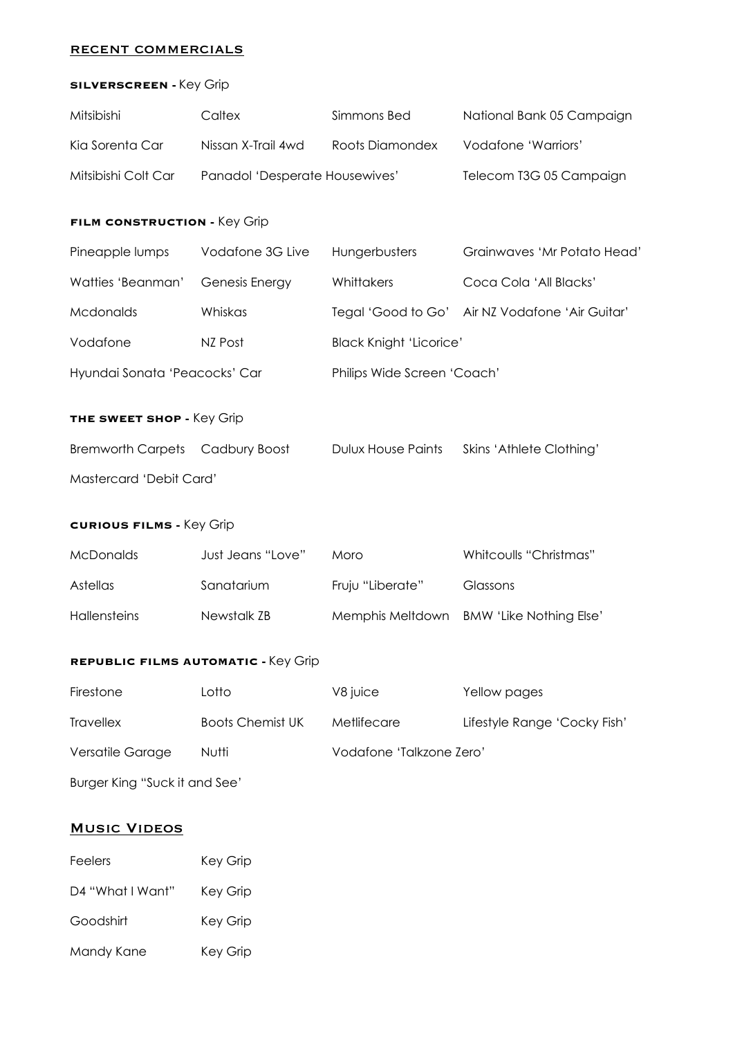## RECENT COMMERCIALS

### SILVERSCREEN - Key Grip

| | | | |
|---|---|---|---|
| Mitsibishi | Caltex | Simmons Bed | National Bank 05 Campaign |
| Kia Sorenta Car | Nissan X-Trail 4wd | Roots Diamondex | Vodafone 'Warriors' |
| Mitsibishi Colt Car | Panadol 'Desperate Housewives' | | Telecom T3G 05 Campaign |

### FILM CONSTRUCTION - Key Grip

| | | | |
|---|---|---|---|
| Pineapple lumps | Vodafone 3G Live | Hungerbusters | Grainwaves 'Mr Potato Head' |
| Watties 'Beanman' | Genesis Energy | Whittakers | Coca Cola 'All Blacks' |
| Mcdonalds | Whiskas | Tegal 'Good to Go' | Air NZ Vodafone 'Air Guitar' |
| Vodafone | NZ Post | Black Knight 'Licorice' | |
| Hyundai Sonata 'Peacocks' Car | | Philips Wide Screen 'Coach' | |

### THE SWEET SHOP - Key Grip

| | | | |
|---|---|---|---|
| Bremworth Carpets | Cadbury Boost | Dulux House Paints | Skins 'Athlete Clothing' |
| Mastercard 'Debit Card' | | | |

### CURIOUS FILMS - Key Grip

| | | | |
|---|---|---|---|
| McDonalds | Just Jeans "Love" | Moro | Whitcoulls "Christmas" |
| Astellas | Sanatarium | Fruju "Liberate" | Glassons |
| Hallensteins | Newstalk ZB | Memphis Meltdown | BMW 'Like Nothing Else' |

### REPUBLIC FILMS AUTOMATIC - Key Grip

| | | | |
|---|---|---|---|
| Firestone | Lotto | V8 juice | Yellow pages |
| Travellex | Boots Chemist UK | Metlifecare | Lifestyle Range 'Cocky Fish' |
| Versatile Garage | Nutti | Vodafone 'Talkzone Zero' | |
| Burger King "Suck it and See' | | | |

## MUSIC VIDEOS

| | |
|---|---|
| Feelers | Key Grip |
| D4 "What I Want" | Key Grip |
| Goodshirt | Key Grip |
| Mandy Kane | Key Grip |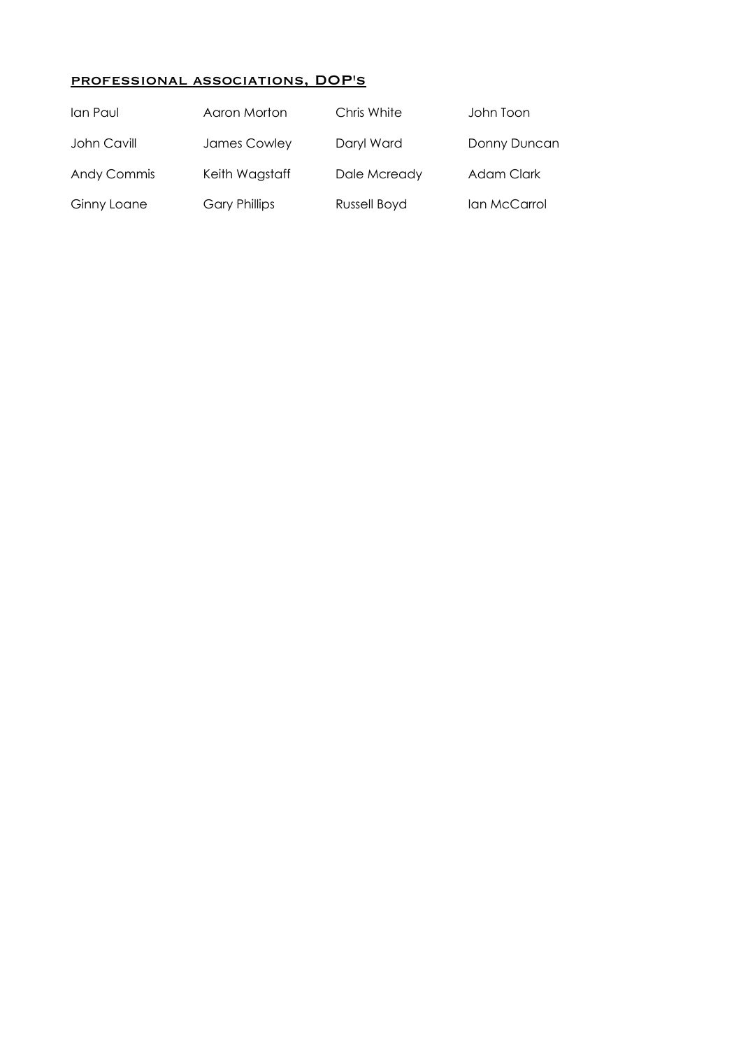## PROFESSIONAL ASSOCIATIONS, DOP's

| | | | |
|---|---|---|---|
| Ian Paul | Aaron Morton | Chris White | John Toon |
| John Cavill | James Cowley | Daryl Ward | Donny Duncan |
| Andy Commis | Keith Wagstaff | Dale Mcready | Adam Clark |
| Ginny Loane | Gary Phillips | Russell Boyd | Ian McCarrol |